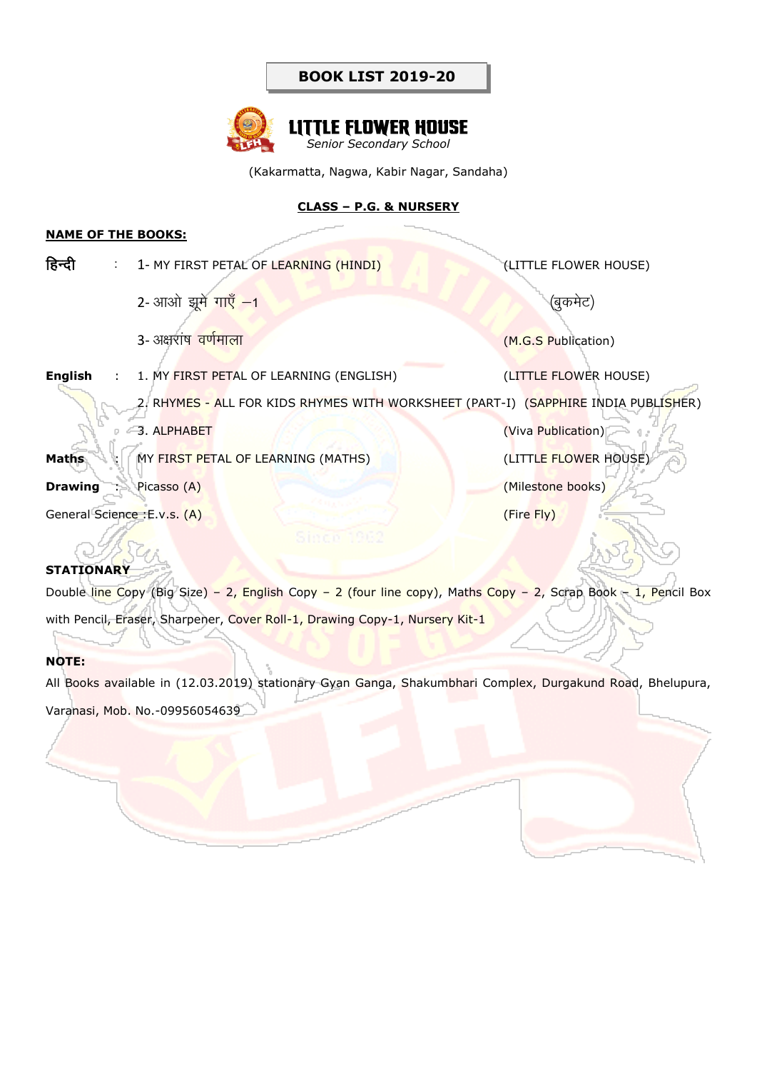# BOOK LIST 2019-20

## LITTLE FLOWER HOUSE

*Senior Secondary School*

(Kakarmatta, Nagwa, Kabir Nagar, Sandaha)

**CLASS – P.G. & NURSERY**

**NAME OF THE BOOKS:**

| | | | |
|---|---|---|---|
| **हिन्दी** | : | 1- MY FIRST PETAL OF LEARNING (HINDI) | (LITTLE FLOWER HOUSE) |
| | | 2- आओ झूमे गाएँ –1 | (बुकमेट) |
| | | 3- अक्षरांष वर्णमाला | (M.G.S Publication) |
| **English** | : | 1. MY FIRST PETAL OF LEARNING (ENGLISH) | (LITTLE FLOWER HOUSE) |
| | | 2. RHYMES - ALL FOR KIDS RHYMES WITH WORKSHEET (PART-I) | (SAPPHIRE INDIA PUBLISHER) |
| | | 3. ALPHABET | (Viva Publication) |
| **Maths** | : | MY FIRST PETAL OF LEARNING (MATHS) | (LITTLE FLOWER HOUSE) |
| **Drawing** | : | Picasso (A) | (Milestone books) |
| General Science | : | E.v.s. (A) | (Fire Fly) |

**STATIONARY**

Double line Copy (Big Size) – 2, English Copy – 2 (four line copy), Maths Copy – 2, Scrap Book – 1, Pencil Box with Pencil, Eraser, Sharpener, Cover Roll-1, Drawing Copy-1, Nursery Kit-1

**NOTE:**

All Books available in (12.03.2019) stationary Gyan Ganga, Shakumbhari Complex, Durgakund Road, Bhelupura, Varanasi, Mob. No.-09956054639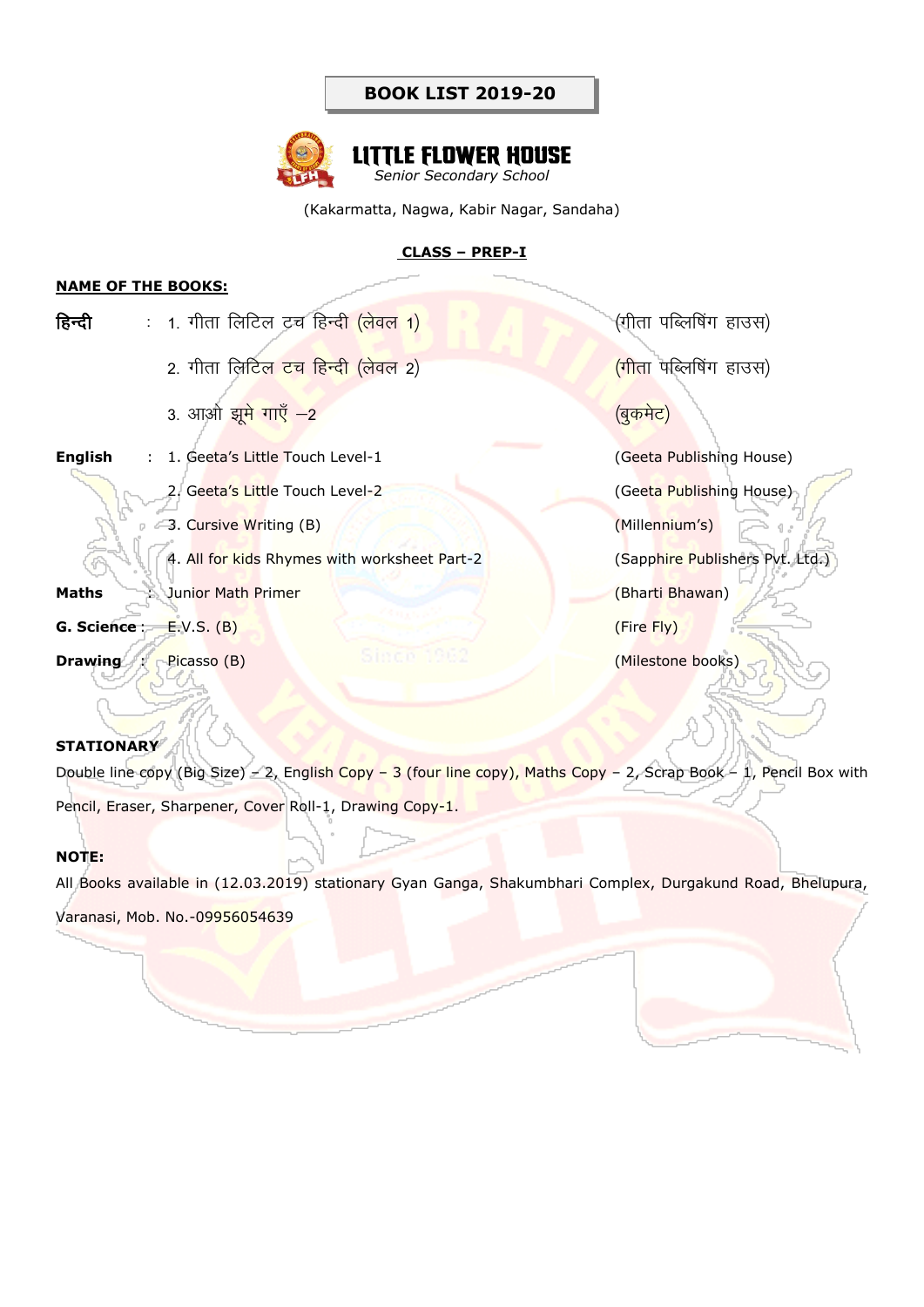**BOOK LIST 2019-20**

# LITTLE FLOWER HOUSE

*Senior Secondary School*

(Kakarmatta, Nagwa, Kabir Nagar, Sandaha)

**CLASS – PREP-I**

**NAME OF THE BOOKS:**

| | | | |
|---|---|---|---|
| **हिन्दी** | : | 1. गीता लिटिल टच हिन्दी (लेवल 1) | (गीता पब्लिषिंग हाउस) |
| | | 2. गीता लिटिल टच हिन्दी (लेवल 2) | (गीता पब्लिषिंग हाउस) |
| | | 3. आओ झूमे गाएँ –2 | (बुकमेट) |
| **English** | : | 1. Geeta's Little Touch Level-1 | (Geeta Publishing House) |
| | | 2. Geeta's Little Touch Level-2 | (Geeta Publishing House) |
| | | 3. Cursive Writing (B) | (Millennium's) |
| | | 4. All for kids Rhymes with worksheet Part-2 | (Sapphire Publishers Pvt. Ltd.) |
| **Maths** | : | Junior Math Primer | (Bharti Bhawan) |
| **G. Science** | : | E.V.S. (B) | (Fire Fly) |
| **Drawing** | : | Picasso (B) | (Milestone books) |

**STATIONARY**

Double line copy (Big Size) – 2, English Copy – 3 (four line copy), Maths Copy – 2, Scrap Book – 1, Pencil Box with Pencil, Eraser, Sharpener, Cover Roll-1, Drawing Copy-1.

**NOTE:**

All Books available in (12.03.2019) stationary Gyan Ganga, Shakumbhari Complex, Durgakund Road, Bhelupura, Varanasi, Mob. No.-09956054639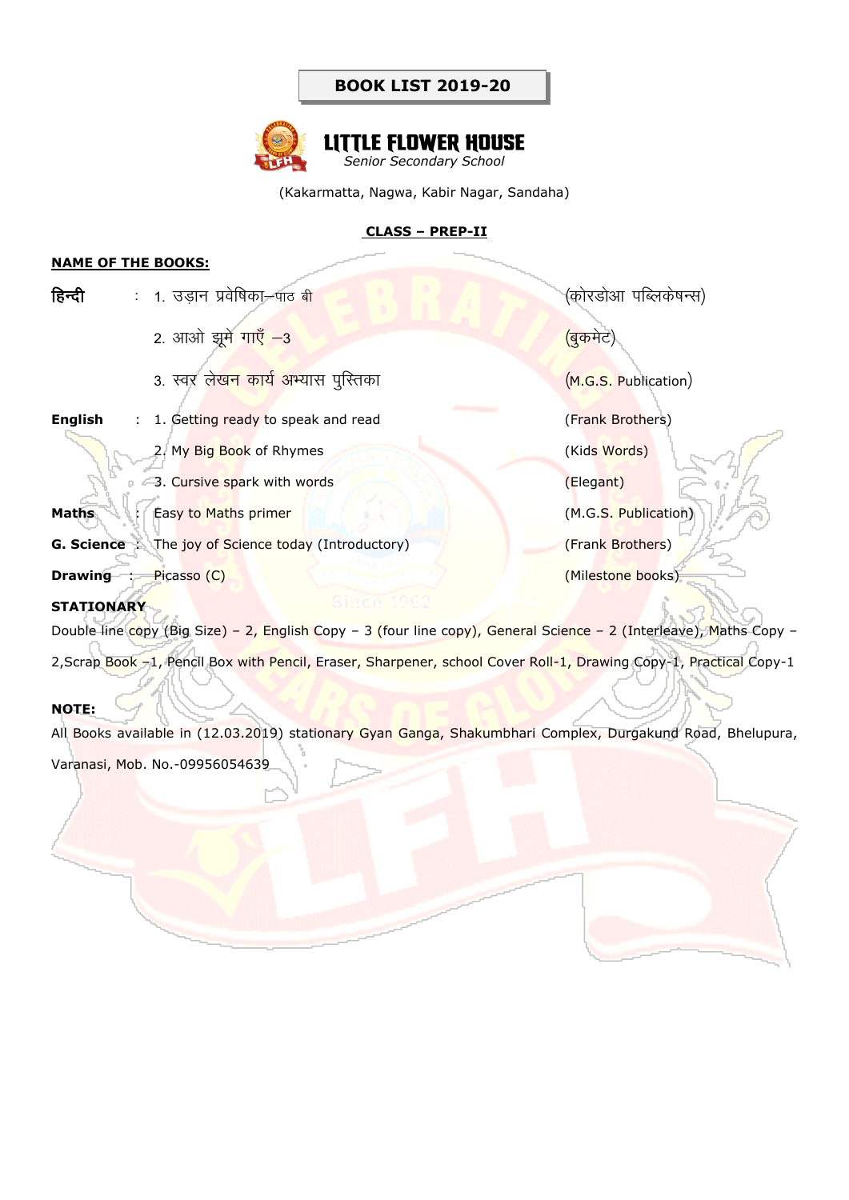**BOOK LIST 2019-20**

# LITTLE FLOWER HOUSE

*Senior Secondary School*

(Kakarmatta, Nagwa, Kabir Nagar, Sandaha)

**CLASS – PREP-II**

**NAME OF THE BOOKS:**

| Subject | | Book | Publisher |
|---|---|---|---|
| **हिन्दी** | : | 1. उड़ान प्रवेषिका–पाठ बी | (कोरडोआ पब्लिकेषन्स) |
| | | 2. आओ झूमे गाएँ –3 | (बुकमेट) |
| | | 3. स्वर लेखन कार्य अभ्यास पुस्तिका | (M.G.S. Publication) |
| **English** | : | 1. Getting ready to speak and read | (Frank Brothers) |
| | | 2. My Big Book of Rhymes | (Kids Words) |
| | | 3. Cursive spark with words | (Elegant) |
| **Maths** | : | Easy to Maths primer | (M.G.S. Publication) |
| **G. Science** | : | The joy of Science today (Introductory) | (Frank Brothers) |
| **Drawing** | : | Picasso (C) | (Milestone books) |

**STATIONARY**

Double line copy (Big Size) – 2, English Copy – 3 (four line copy), General Science – 2 (Interleave), Maths Copy – 2,Scrap Book –1, Pencil Box with Pencil, Eraser, Sharpener, school Cover Roll-1, Drawing Copy-1, Practical Copy-1

**NOTE:**

All Books available in (12.03.2019) stationary Gyan Ganga, Shakumbhari Complex, Durgakund Road, Bhelupura, Varanasi, Mob. No.-09956054639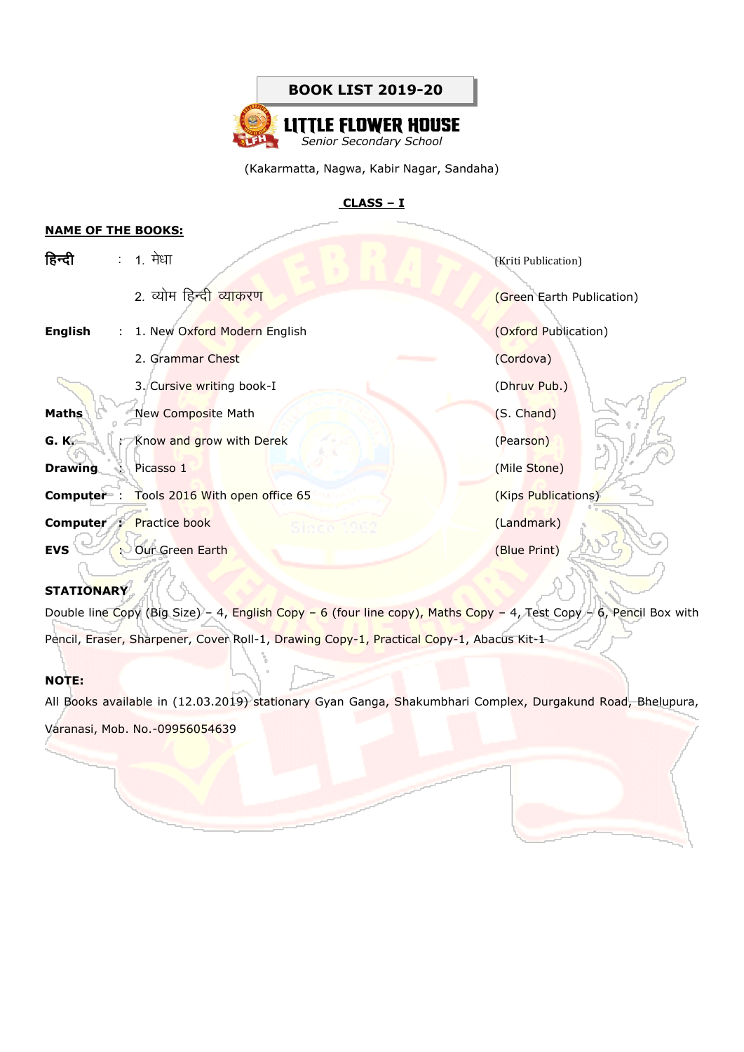# BOOK LIST 2019-20

## LITTLE FLOWER HOUSE

*Senior Secondary School*

(Kakarmatta, Nagwa, Kabir Nagar, Sandaha)

### CLASS – I

**NAME OF THE BOOKS:**

| Subject | | Book | Publisher |
|---|---|---|---|
| **हिन्दी** | : | 1. मेधा | (Kriti Publication) |
| | | 2. व्योम हिन्दी व्याकरण | (Green Earth Publication) |
| **English** | : | 1. New Oxford Modern English | (Oxford Publication) |
| | | 2. Grammar Chest | (Cordova) |
| | | 3. Cursive writing book-I | (Dhruv Pub.) |
| **Maths** | | New Composite Math | (S. Chand) |
| **G. K.** | : | Know and grow with Derek | (Pearson) |
| **Drawing** | : | Picasso 1 | (Mile Stone) |
| **Computer** | : | Tools 2016 With open office 65 | (Kips Publications) |
| **Computer** | : | Practice book | (Landmark) |
| **EVS** | : | Our Green Earth | (Blue Print) |

**STATIONARY**

Double line Copy (Big Size) – 4, English Copy – 6 (four line copy), Maths Copy – 4, Test Copy – 6, Pencil Box with Pencil, Eraser, Sharpener, Cover Roll-1, Drawing Copy-1, Practical Copy-1, Abacus Kit-1

**NOTE:**

All Books available in (12.03.2019) stationary Gyan Ganga, Shakumbhari Complex, Durgakund Road, Bhelupura, Varanasi, Mob. No.-09956054639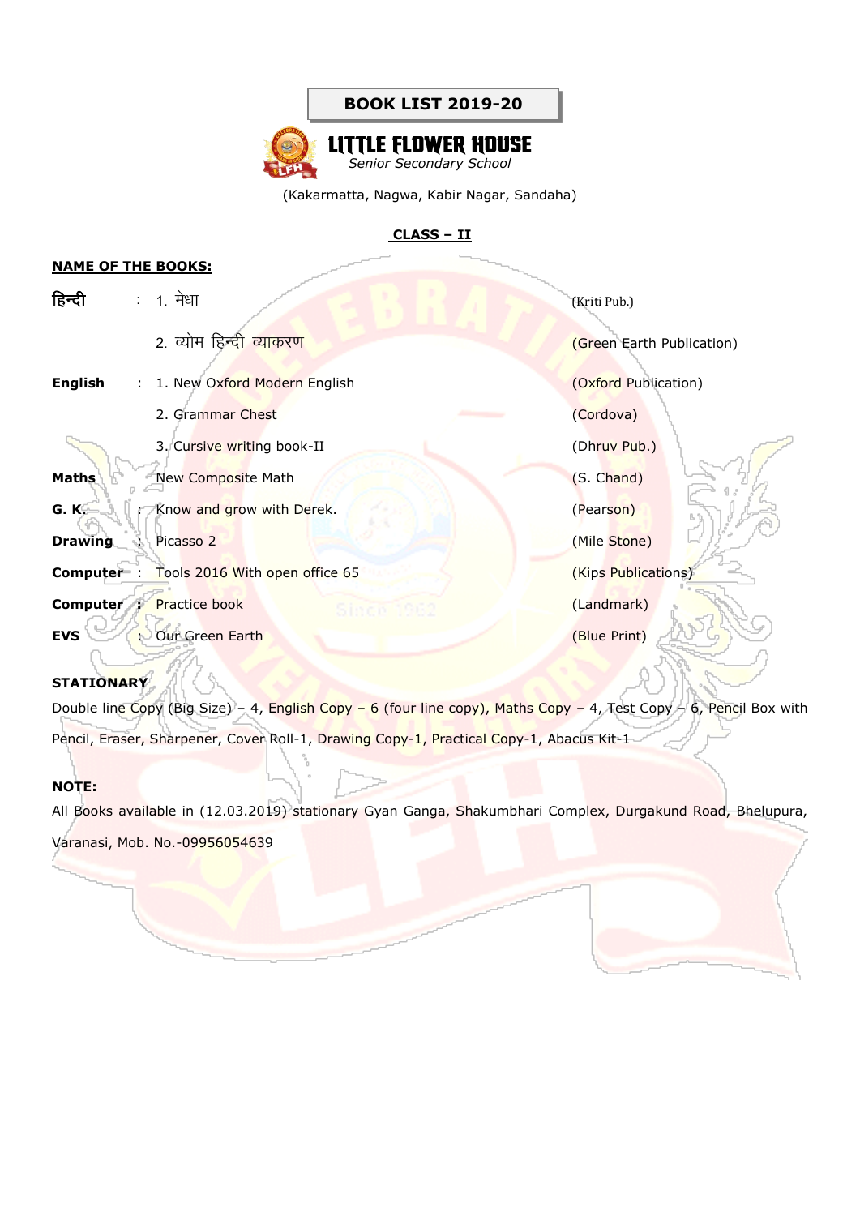# BOOK LIST 2019-20

## LITTLE FLOWER HOUSE

*Senior Secondary School*

(Kakarmatta, Nagwa, Kabir Nagar, Sandaha)

### CLASS – II

**NAME OF THE BOOKS:**

| | | | |
|---|---|---|---|
| **हिन्दी** | : | 1. मेधा | (Kriti Pub.) |
| | | 2. व्योम हिन्दी व्याकरण | (Green Earth Publication) |
| **English** | : | 1. New Oxford Modern English | (Oxford Publication) |
| | | 2. Grammar Chest | (Cordova) |
| | | 3. Cursive writing book-II | (Dhruv Pub.) |
| **Maths** | : | New Composite Math | (S. Chand) |
| **G. K.** | : | Know and grow with Derek. | (Pearson) |
| **Drawing** | : | Picasso 2 | (Mile Stone) |
| **Computer** | : | Tools 2016 With open office 65 | (Kips Publications) |
| **Computer** | : | Practice book | (Landmark) |
| **EVS** | : | Our Green Earth | (Blue Print) |

**STATIONARY**

Double line Copy (Big Size) – 4, English Copy – 6 (four line copy), Maths Copy – 4, Test Copy – 6, Pencil Box with Pencil, Eraser, Sharpener, Cover Roll-1, Drawing Copy-1, Practical Copy-1, Abacus Kit-1

**NOTE:**

All Books available in (12.03.2019) stationary Gyan Ganga, Shakumbhari Complex, Durgakund Road, Bhelupura, Varanasi, Mob. No.-09956054639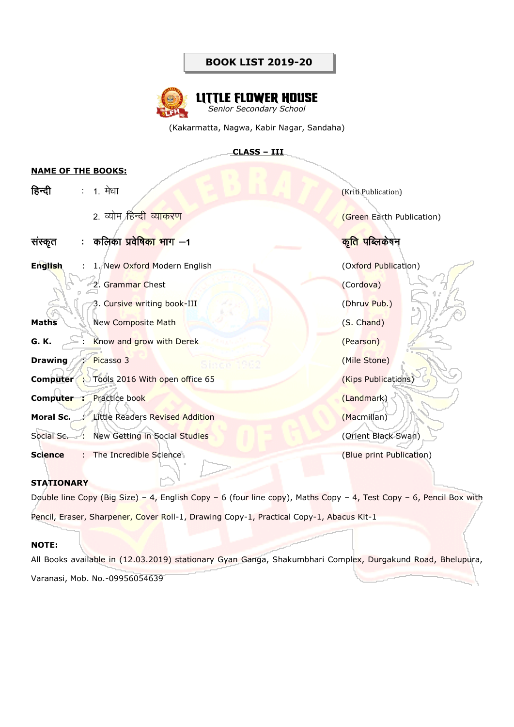# BOOK LIST 2019-20

## LITTLE FLOWER HOUSE

*Senior Secondary School*

(Kakarmatta, Nagwa, Kabir Nagar, Sandaha)

### CLASS – III

**NAME OF THE BOOKS:**

| | | | |
|---|---|---|---|
| **हिन्दी** | : | 1. मेधा | (Kriti Publication) |
| | | 2. व्योम हिन्दी व्याकरण | (Green Earth Publication) |
| **संस्कृत** | : | **कलिका प्रवेषिका भाग –1** | **कृति पब्लिकेषन** |
| **English** | : | 1. New Oxford Modern English | (Oxford Publication) |
| | | 2. Grammar Chest | (Cordova) |
| | | 3. Cursive writing book-III | (Dhruv Pub.) |
| **Maths** | | New Composite Math | (S. Chand) |
| **G. K.** | : | Know and grow with Derek | (Pearson) |
| **Drawing** | : | Picasso 3 | (Mile Stone) |
| **Computer** | : | Tools 2016 With open office 65 | (Kips Publications) |
| **Computer** | : | Practice book | (Landmark) |
| **Moral Sc.** | : | Little Readers Revised Addition | (Macmillan) |
| Social Sc. | : | New Getting in Social Studies | (Orient Black Swan) |
| **Science** | : | The Incredible Science | (Blue print Publication) |

**STATIONARY**

Double line Copy (Big Size) – 4, English Copy – 6 (four line copy), Maths Copy – 4, Test Copy – 6, Pencil Box with Pencil, Eraser, Sharpener, Cover Roll-1, Drawing Copy-1, Practical Copy-1, Abacus Kit-1

**NOTE:**

All Books available in (12.03.2019) stationary Gyan Ganga, Shakumbhari Complex, Durgakund Road, Bhelupura, Varanasi, Mob. No.-09956054639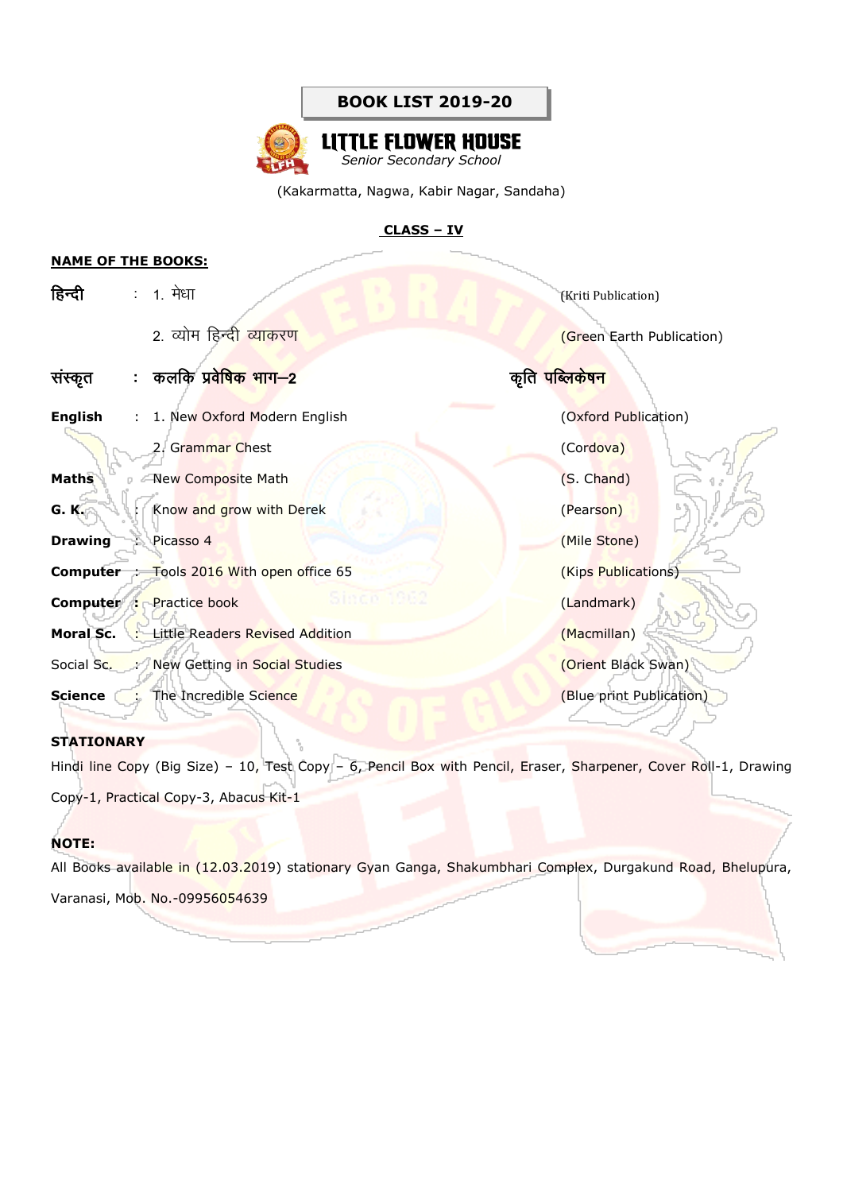**BOOK LIST 2019-20**

# LITTLE FLOWER HOUSE

*Senior Secondary School*

(Kakarmatta, Nagwa, Kabir Nagar, Sandaha)

## CLASS – IV

**NAME OF THE BOOKS:**

| Subject | | Book | Publication |
|---|---|---|---|
| **हिन्दी** | : | 1. मेधा | (Kriti Publication) |
| | | 2. व्योम हिन्दी व्याकरण | (Green Earth Publication) |
| **संस्कृत** | : | **कलकि प्रवेषिक भाग–2** | **कृति पब्लिकेषन** |
| **English** | : | 1. New Oxford Modern English | (Oxford Publication) |
| | | 2. Grammar Chest | (Cordova) |
| **Maths** | : | New Composite Math | (S. Chand) |
| **G. K.** | : | Know and grow with Derek | (Pearson) |
| **Drawing** | : | Picasso 4 | (Mile Stone) |
| **Computer** | : | Tools 2016 With open office 65 | (Kips Publications) |
| **Computer** | : | Practice book | (Landmark) |
| **Moral Sc.** | : | Little Readers Revised Addition | (Macmillan) |
| Social Sc. | : | New Getting in Social Studies | (Orient Black Swan) |
| **Science** | : | The Incredible Science | (Blue print Publication) |

**STATIONARY**

Hindi line Copy (Big Size) – 10, Test Copy – 6, Pencil Box with Pencil, Eraser, Sharpener, Cover Roll-1, Drawing Copy-1, Practical Copy-3, Abacus Kit-1

**NOTE:**

All Books available in (12.03.2019) stationary Gyan Ganga, Shakumbhari Complex, Durgakund Road, Bhelupura, Varanasi, Mob. No.-09956054639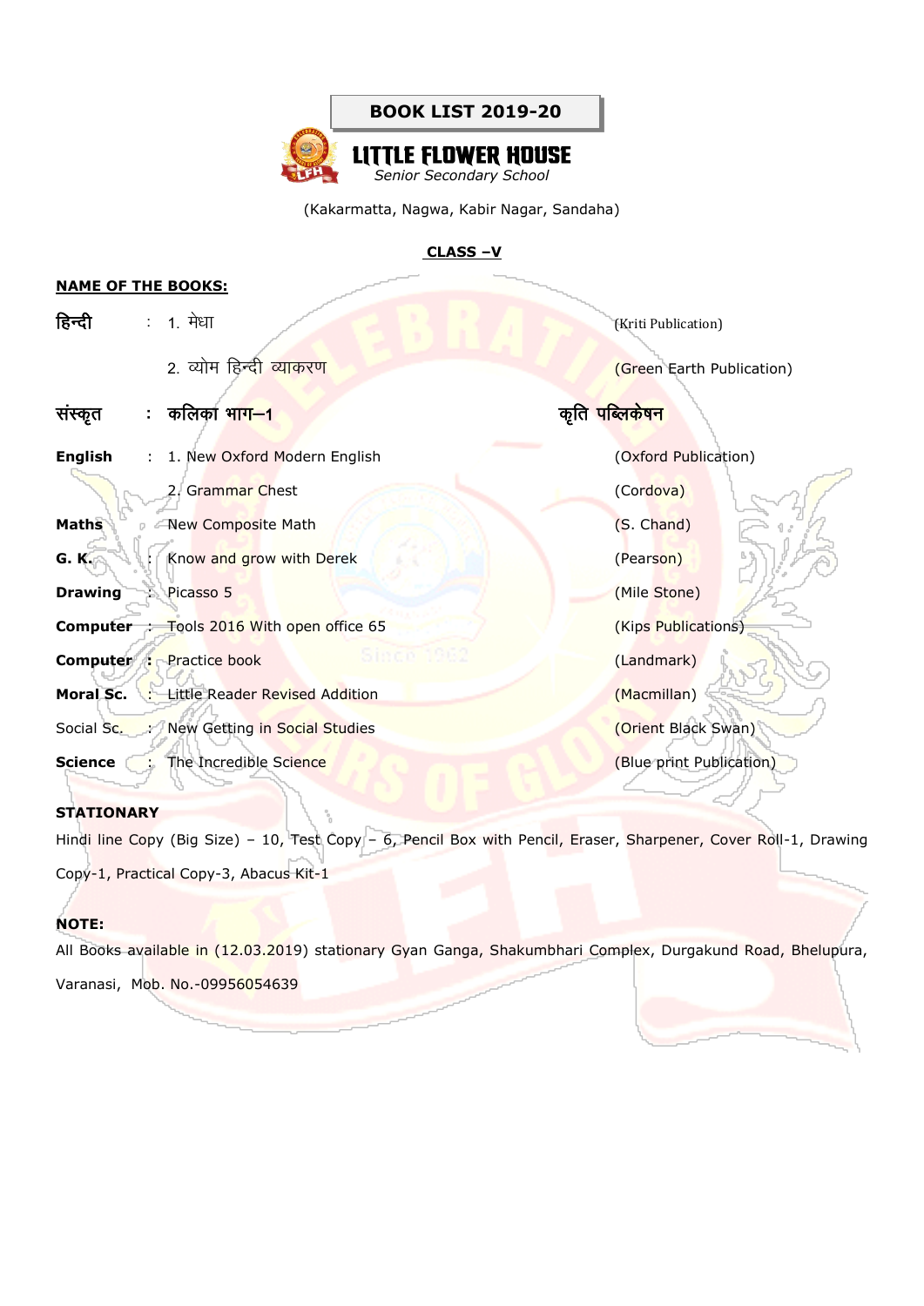**BOOK LIST 2019-20**

# LITTLE FLOWER HOUSE

*Senior Secondary School*

(Kakarmatta, Nagwa, Kabir Nagar, Sandaha)

## CLASS –V

**NAME OF THE BOOKS:**

| Subject | | Book | Publisher |
|---|---|---|---|
| **हिन्दी** | : | 1. मेधा | (Kriti Publication) |
| | | 2. व्योम हिन्दी व्याकरण | (Green Earth Publication) |
| **संस्कृत** | : | **कलिका भाग–1** | **कृति पब्लिकेषन** |
| **English** | : | 1. New Oxford Modern English | (Oxford Publication) |
| | | 2. Grammar Chest | (Cordova) |
| **Maths** | : | New Composite Math | (S. Chand) |
| **G. K.** | : | Know and grow with Derek | (Pearson) |
| **Drawing** | : | Picasso 5 | (Mile Stone) |
| **Computer** | : | Tools 2016 With open office 65 | (Kips Publications) |
| **Computer** | : | Practice book | (Landmark) |
| **Moral Sc.** | : | Little Reader Revised Addition | (Macmillan) |
| Social Sc. | : | New Getting in Social Studies | (Orient Black Swan) |
| **Science** | : | The Incredible Science | (Blue print Publication) |

**STATIONARY**

Hindi line Copy (Big Size) – 10, Test Copy – 6, Pencil Box with Pencil, Eraser, Sharpener, Cover Roll-1, Drawing Copy-1, Practical Copy-3, Abacus Kit-1

**NOTE:**

All Books available in (12.03.2019) stationary Gyan Ganga, Shakumbhari Complex, Durgakund Road, Bhelupura, Varanasi, Mob. No.-09956054639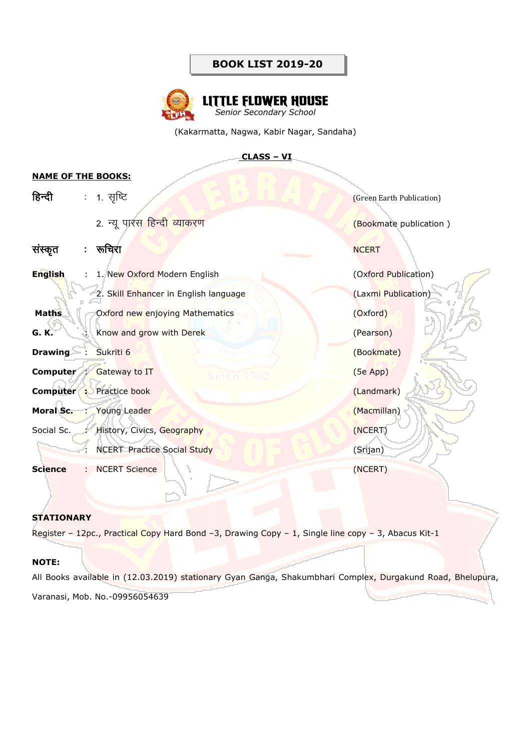# BOOK LIST 2019-20

## LITTLE FLOWER HOUSE

*Senior Secondary School*

(Kakarmatta, Nagwa, Kabir Nagar, Sandaha)

### CLASS – VI

**NAME OF THE BOOKS:**

| Subject | | Book | Publisher |
|---|---|---|---|
| **हिन्दी** | : | 1. सृष्टि | (Green Earth Publication) |
| | | 2. न्यू पारस हिन्दी व्याकरण | (Bookmate publication ) |
| **संस्कृत** | : | **रूचिरा** | NCERT |
| **English** | : | 1. New Oxford Modern English | (Oxford Publication) |
| | | 2. Skill Enhancer in English language | (Laxmi Publication) |
| **Maths** | | Oxford new enjoying Mathematics | (Oxford) |
| **G. K.** | : | Know and grow with Derek | (Pearson) |
| **Drawing** | : | Sukriti 6 | (Bookmate) |
| **Computer** | : | Gateway to IT | (5e App) |
| **Computer** | : | Practice book | (Landmark) |
| **Moral Sc.** | : | Young Leader | (Macmillan) |
| Social Sc. | : | History, Civics, Geography | (NCERT) |
| | : | NCERT Practice Social Study | (Srijan) |
| **Science** | : | NCERT Science | (NCERT) |

**STATIONARY**

Register – 12pc., Practical Copy Hard Bond –3, Drawing Copy – 1, Single line copy – 3, Abacus Kit-1

**NOTE:**

All Books available in (12.03.2019) stationary Gyan Ganga, Shakumbhari Complex, Durgakund Road, Bhelupura, Varanasi, Mob. No.-09956054639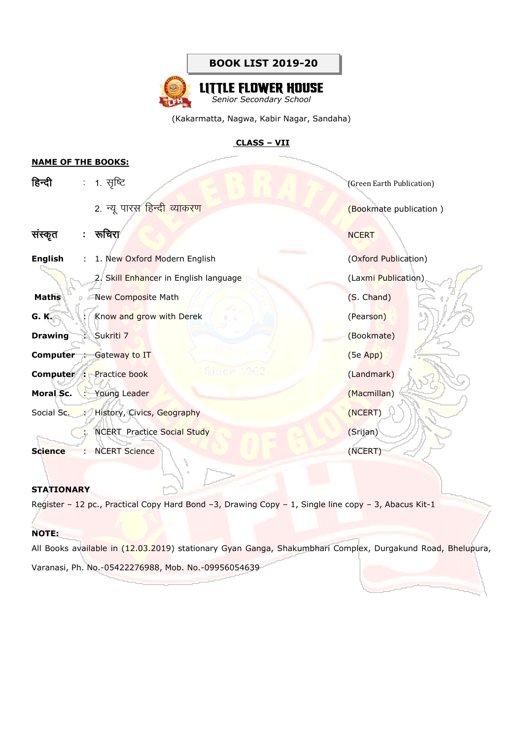# BOOK LIST 2019-20

## LITTLE FLOWER HOUSE

*Senior Secondary School*

(Kakarmatta, Nagwa, Kabir Nagar, Sandaha)

### CLASS – VII

**NAME OF THE BOOKS:**

| Subject | | Book | Publisher |
|---|---|---|---|
| **हिन्दी** | : | 1. सृष्टि | (Green Earth Publication) |
| | | 2. न्यू पारस हिन्दी व्याकरण | (Bookmate publication ) |
| **संस्कृत** | : | रूचिरा | NCERT |
| **English** | : | 1. New Oxford Modern English | (Oxford Publication) |
| | | 2. Skill Enhancer in English language | (Laxmi Publication) |
| **Maths** | | New Composite Math | (S. Chand) |
| **G. K.** | : | Know and grow with Derek | (Pearson) |
| **Drawing** | : | Sukriti 7 | (Bookmate) |
| **Computer** | : | Gateway to IT | (5e App) |
| **Computer** | : | Practice book | (Landmark) |
| **Moral Sc.** | : | Young Leader | (Macmillan) |
| Social Sc. | : | History, Civics, Geography | (NCERT) |
| | : | NCERT Practice Social Study | (Srijan) |
| **Science** | : | NCERT Science | (NCERT) |

**STATIONARY**

Register – 12 pc., Practical Copy Hard Bond –3, Drawing Copy – 1, Single line copy – 3, Abacus Kit-1

**NOTE:**

All Books available in (12.03.2019) stationary Gyan Ganga, Shakumbhari Complex, Durgakund Road, Bhelupura, Varanasi, Ph. No.-05422276988, Mob. No.-09956054639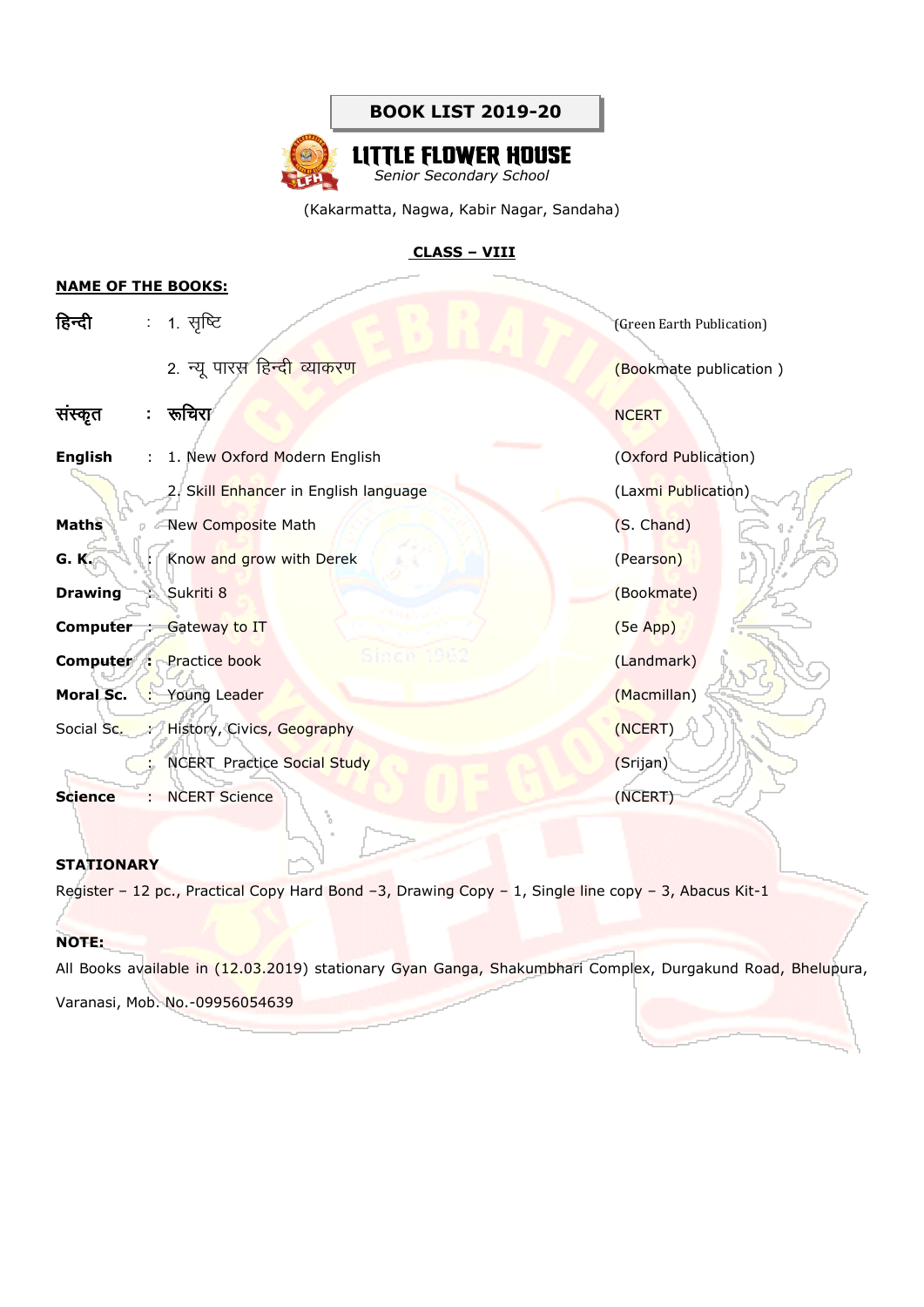**BOOK LIST 2019-20**

# LITTLE FLOWER HOUSE

*Senior Secondary School*

(Kakarmatta, Nagwa, Kabir Nagar, Sandaha)

**CLASS – VIII**

**NAME OF THE BOOKS:**

| Subject | | Book | Publisher |
|---|---|---|---|
| **हिन्दी** | : | 1. सृष्टि | (Green Earth Publication) |
| | | 2. न्यू पारस हिन्दी व्याकरण | (Bookmate publication ) |
| **संस्कृत** | : | रूचिरा | NCERT |
| **English** | : | 1. New Oxford Modern English | (Oxford Publication) |
| | | 2. Skill Enhancer in English language | (Laxmi Publication) |
| **Maths** | : | New Composite Math | (S. Chand) |
| **G. K.** | : | Know and grow with Derek | (Pearson) |
| **Drawing** | : | Sukriti 8 | (Bookmate) |
| **Computer** | : | Gateway to IT | (5e App) |
| **Computer** | : | Practice book | (Landmark) |
| **Moral Sc.** | : | Young Leader | (Macmillan) |
| Social Sc. | : | History, Civics, Geography | (NCERT) |
| | : | NCERT Practice Social Study | (Srijan) |
| **Science** | : | NCERT Science | (NCERT) |

**STATIONARY**

Register – 12 pc., Practical Copy Hard Bond –3, Drawing Copy – 1, Single line copy – 3, Abacus Kit-1

**NOTE:**

All Books available in (12.03.2019) stationary Gyan Ganga, Shakumbhari Complex, Durgakund Road, Bhelupura, Varanasi, Mob. No.-09956054639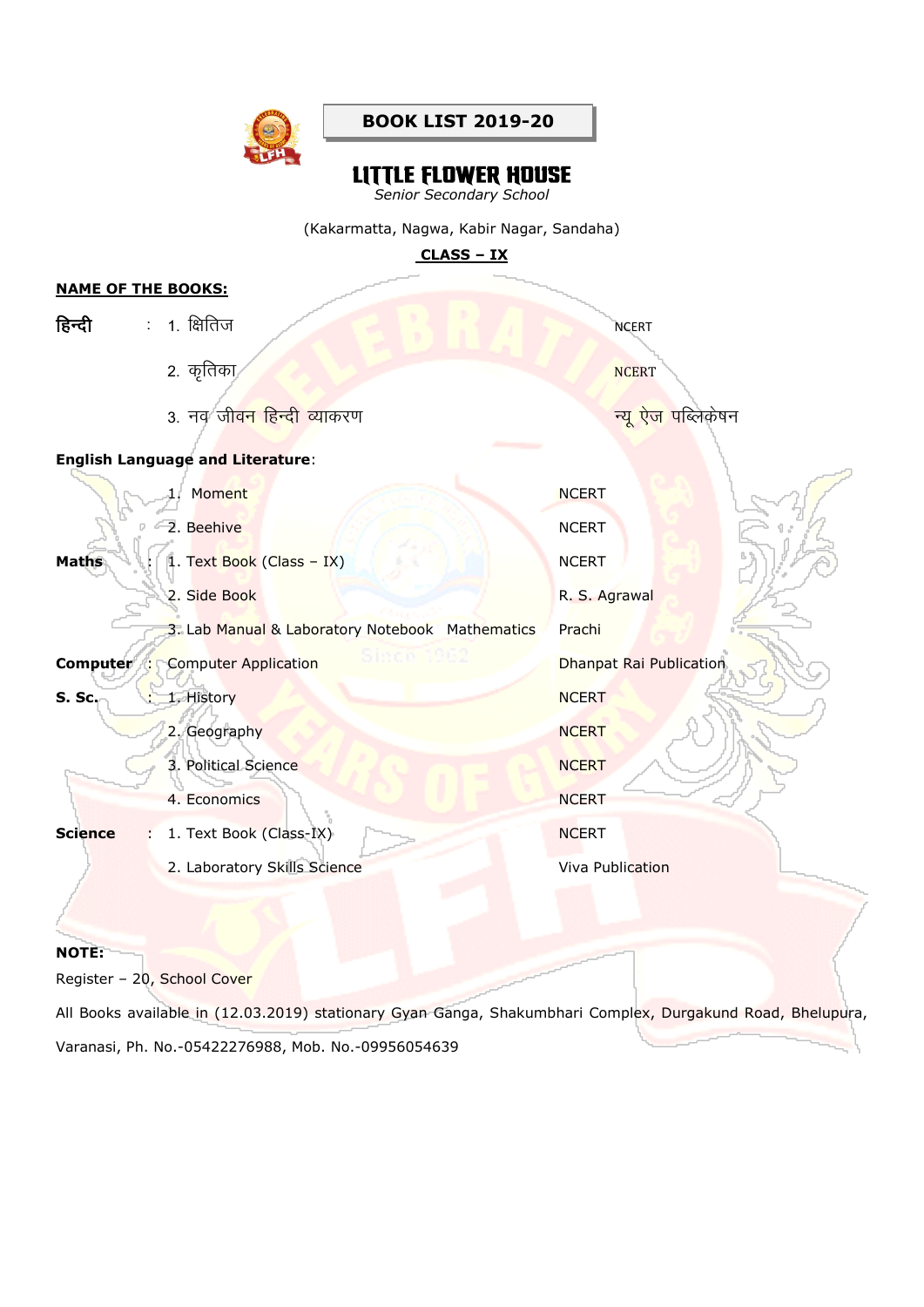## BOOK LIST 2019-20

# LITTLE FLOWER HOUSE

*Senior Secondary School*

(Kakarmatta, Nagwa, Kabir Nagar, Sandaha)

**CLASS – IX**

**NAME OF THE BOOKS:**

| Subject | Book | Publisher |
|---|---|---|
| **हिन्दी** : | 1. क्षितिज | NCERT |
| | 2. कृतिका | NCERT |
| | 3. नव जीवन हिन्दी व्याकरण | न्यू ऐज पब्लिकेषन |
| **English Language and Literature**: | | |
| | 1. Moment | NCERT |
| | 2. Beehive | NCERT |
| **Maths** : | 1. Text Book (Class – IX) | NCERT |
| | 2. Side Book | R. S. Agrawal |
| | 3. Lab Manual & Laboratory Notebook Mathematics | Prachi |
| **Computer** : | Computer Application | Dhanpat Rai Publication |
| **S. Sc.** : | 1. History | NCERT |
| | 2. Geography | NCERT |
| | 3. Political Science | NCERT |
| | 4. Economics | NCERT |
| **Science** : | 1. Text Book (Class-IX) | NCERT |
| | 2. Laboratory Skills Science | Viva Publication |

**NOTE:**

Register – 20, School Cover

All Books available in (12.03.2019) stationary Gyan Ganga, Shakumbhari Complex, Durgakund Road, Bhelupura, Varanasi, Ph. No.-05422276988, Mob. No.-09956054639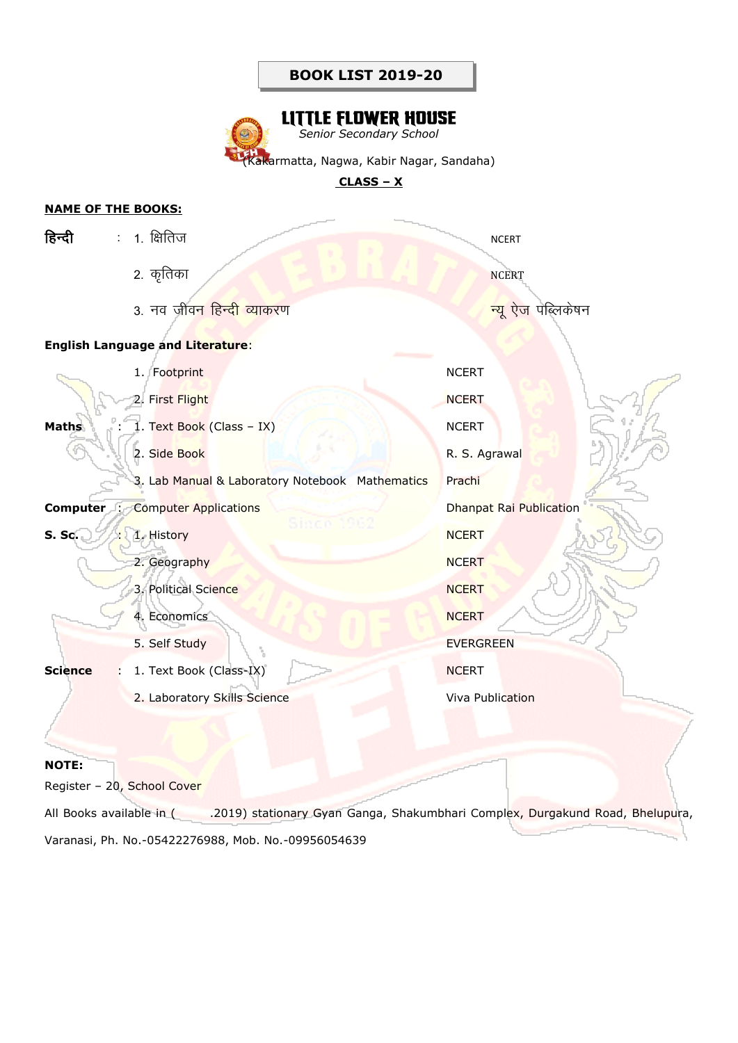# BOOK LIST 2019-20

## LITTLE FLOWER HOUSE

*Senior Secondary School*

(Kakarmatta, Nagwa, Kabir Nagar, Sandaha)

**CLASS – X**

**NAME OF THE BOOKS:**

| Subject | | Book | Publisher |
|---|---|---|---|
| **हिन्दी** | : | 1. क्षितिज | NCERT |
| | | 2. कृतिका | NCERT |
| | | 3. नव जीवन हिन्दी व्याकरण | न्यू ऐज पब्लिकेषन |
| **English Language and Literature:** | | | |
| | | 1. Footprint | NCERT |
| | | 2. First Flight | NCERT |
| **Maths** | : | 1. Text Book (Class – IX) | NCERT |
| | | 2. Side Book | R. S. Agrawal |
| | | 3. Lab Manual & Laboratory Notebook Mathematics | Prachi |
| **Computer** | : | Computer Applications | Dhanpat Rai Publication |
| **S. Sc.** | : | 1. History | NCERT |
| | | 2. Geography | NCERT |
| | | 3. Political Science | NCERT |
| | | 4. Economics | NCERT |
| | | 5. Self Study | EVERGREEN |
| **Science** | : | 1. Text Book (Class-IX) | NCERT |
| | | 2. Laboratory Skills Science | Viva Publication |

**NOTE:**

Register – 20, School Cover

All Books available in ( .2019) stationary Gyan Ganga, Shakumbhari Complex, Durgakund Road, Bhelupura, Varanasi, Ph. No.-05422276988, Mob. No.-09956054639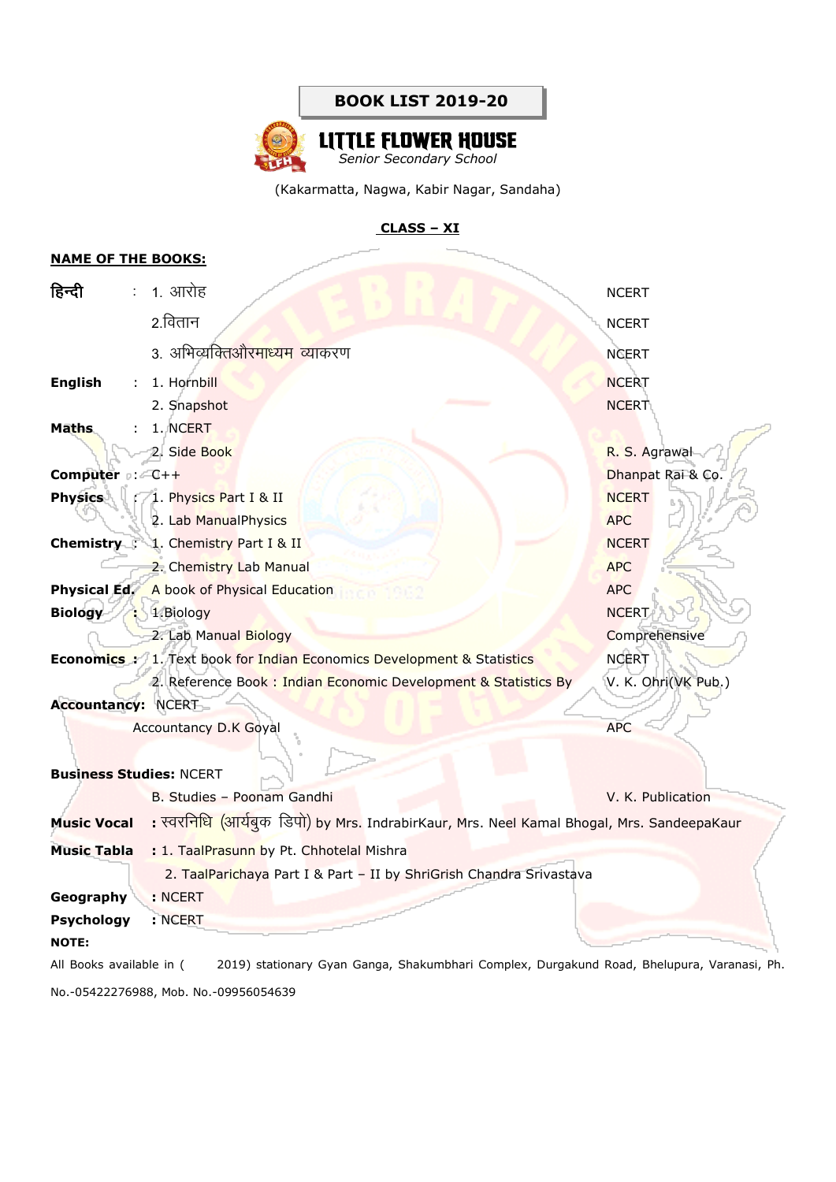**BOOK LIST 2019-20**

# LITTLE FLOWER HOUSE

*Senior Secondary School*

(Kakarmatta, Nagwa, Kabir Nagar, Sandaha)

**CLASS – XI**

**NAME OF THE BOOKS:**

| Subject | | Book | Publisher |
|---|---|---|---|
| **हिन्दी** | : | 1. आरोह | NCERT |
| | | 2.वितान | NCERT |
| | | 3. अभिव्यक्तिऔरमाध्यम व्याकरण | NCERT |
| **English** | : | 1. Hornbill | NCERT |
| | | 2. Snapshot | NCERT |
| **Maths** | : | 1. NCERT | |
| | | 2. Side Book | R. S. Agrawal |
| **Computer** | : | C++ | Dhanpat Rai & Co. |
| **Physics** | : | 1. Physics Part I & II | NCERT |
| | | 2. Lab ManualPhysics | APC |
| **Chemistry** | : | 1. Chemistry Part I & II | NCERT |
| | | 2. Chemistry Lab Manual | APC |
| **Physical Ed.** | | A book of Physical Education | APC |
| **Biology** | : | 1.Biology | NCERT |
| | | 2. Lab Manual Biology | Comprehensive |
| **Economics** | : | 1. Text book for Indian Economics Development & Statistics | NCERT |
| | | 2. Reference Book : Indian Economic Development & Statistics By | V. K. Ohri(VK Pub.) |
| **Accountancy:** | | NCERT | |
| | | Accountancy D.K Goyal | APC |
| **Business Studies:** | | NCERT | |
| | | B. Studies – Poonam Gandhi | V. K. Publication |

**Music Vocal** : स्वरनिधि (आर्यबुक डिपो) by Mrs. IndrabirKaur, Mrs. Neel Kamal Bhogal, Mrs. SandeepaKaur

**Music Tabla** : 1. TaalPrasunn by Pt. Chhotelal Mishra

2. TaalParichaya Part I & Part – II by ShriGrish Chandra Srivastava

**Geography** : NCERT

**Psychology** : NCERT

**NOTE:**

All Books available in ( 2019) stationary Gyan Ganga, Shakumbhari Complex, Durgakund Road, Bhelupura, Varanasi, Ph. No.-05422276988, Mob. No.-09956054639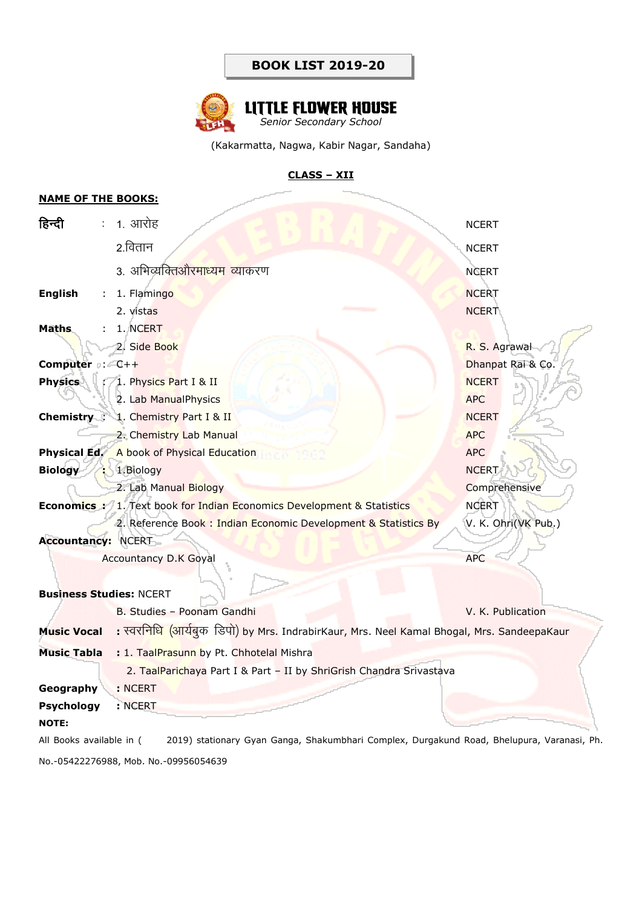**BOOK LIST 2019-20**

# LITTLE FLOWER HOUSE

*Senior Secondary School*

(Kakarmatta, Nagwa, Kabir Nagar, Sandaha)

**CLASS – XII**

**NAME OF THE BOOKS:**

| | | | |
|---|---|---|---|
| **हिन्दी** | : | 1. आरोह | NCERT |
| | | 2.वितान | NCERT |
| | | 3. अभिव्यक्तिऔरमाध्यम व्याकरण | NCERT |
| **English** | : | 1. Flamingo | NCERT |
| | | 2. vistas | NCERT |
| **Maths** | : | 1. NCERT | |
| | | 2. Side Book | R. S. Agrawal |
| **Computer** | : | C++ | Dhanpat Rai & Co. |
| **Physics** | : | 1. Physics Part I & II | NCERT |
| | | 2. Lab ManualPhysics | APC |
| **Chemistry** | : | 1. Chemistry Part I & II | NCERT |
| | | 2. Chemistry Lab Manual | APC |
| **Physical Ed.** | | A book of Physical Education | APC |
| **Biology** | : | 1.Biology | NCERT |
| | | 2. Lab Manual Biology | Comprehensive |
| **Economics** | : | 1. Text book for Indian Economics Development & Statistics | NCERT |
| | | 2. Reference Book : Indian Economic Development & Statistics By | V. K. Ohri(VK Pub.) |
| **Accountancy:** | | NCERT | |
| | | Accountancy D.K Goyal | APC |
| **Business Studies:** | | NCERT | |
| | | B. Studies – Poonam Gandhi | V. K. Publication |

**Music Vocal** : स्वरनिधि (आर्यबुक डिपो) by Mrs. IndrabirKaur, Mrs. Neel Kamal Bhogal, Mrs. SandeepaKaur

**Music Tabla** : 1. TaalPrasunn by Pt. Chhotelal Mishra

2. TaalParichaya Part I & Part – II by ShriGrish Chandra Srivastava

**Geography** : NCERT

**Psychology** : NCERT

**NOTE:**

All Books available in ( 2019) stationary Gyan Ganga, Shakumbhari Complex, Durgakund Road, Bhelupura, Varanasi, Ph. No.-05422276988, Mob. No.-09956054639